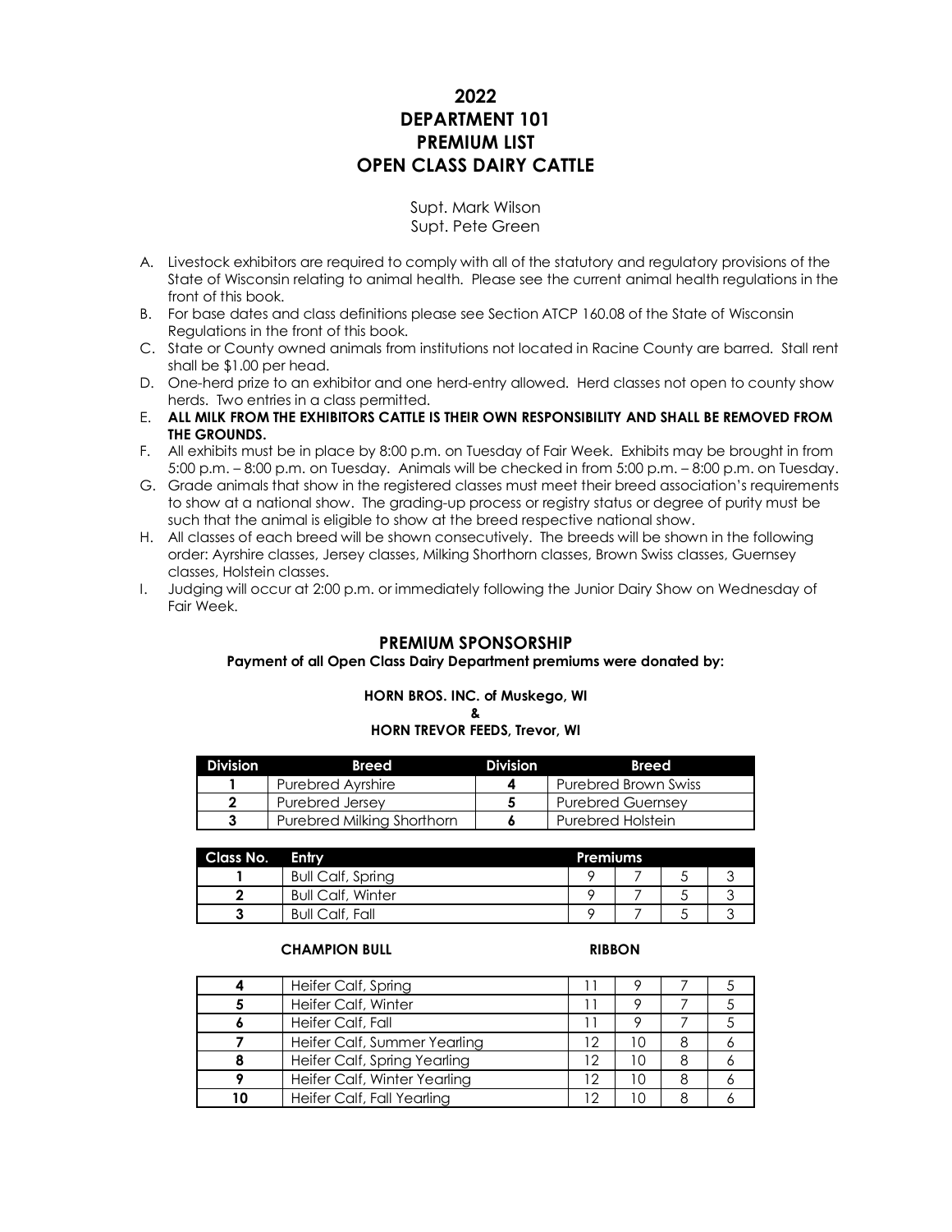# 2022
# DEPARTMENT 101
# PREMIUM LIST
# OPEN CLASS DAIRY CATTLE

Supt. Mark Wilson
Supt. Pete Green

A. Livestock exhibitors are required to comply with all of the statutory and regulatory provisions of the State of Wisconsin relating to animal health. Please see the current animal health regulations in the front of this book.
B. For base dates and class definitions please see Section ATCP 160.08 of the State of Wisconsin Regulations in the front of this book.
C. State or County owned animals from institutions not located in Racine County are barred. Stall rent shall be $1.00 per head.
D. One-herd prize to an exhibitor and one herd-entry allowed. Herd classes not open to county show herds. Two entries in a class permitted.
E. **ALL MILK FROM THE EXHIBITORS CATTLE IS THEIR OWN RESPONSIBILITY AND SHALL BE REMOVED FROM THE GROUNDS.**
F. All exhibits must be in place by 8:00 p.m. on Tuesday of Fair Week. Exhibits may be brought in from 5:00 p.m. – 8:00 p.m. on Tuesday. Animals will be checked in from 5:00 p.m. – 8:00 p.m. on Tuesday.
G. Grade animals that show in the registered classes must meet their breed association's requirements to show at a national show. The grading-up process or registry status or degree of purity must be such that the animal is eligible to show at the breed respective national show.
H. All classes of each breed will be shown consecutively. The breeds will be shown in the following order: Ayrshire classes, Jersey classes, Milking Shorthorn classes, Brown Swiss classes, Guernsey classes, Holstein classes.
I. Judging will occur at 2:00 p.m. or immediately following the Junior Dairy Show on Wednesday of Fair Week.

## PREMIUM SPONSORSHIP

**Payment of all Open Class Dairy Department premiums were donated by:**

**HORN BROS. INC. of Muskego, WI**
**&**
**HORN TREVOR FEEDS, Trevor, WI**

| Division | Breed | Division | Breed |
|---|---|---|---|
| **1** | Purebred Ayrshire | **4** | Purebred Brown Swiss |
| **2** | Purebred Jersey | **5** | Purebred Guernsey |
| **3** | Purebred Milking Shorthorn | **6** | Purebred Holstein |

| Class No. | Entry | Premiums | | | |
|---|---|---|---|---|---|
| **1** | Bull Calf, Spring | 9 | 7 | 5 | 3 |
| **2** | Bull Calf, Winter | 9 | 7 | 5 | 3 |
| **3** | Bull Calf, Fall | 9 | 7 | 5 | 3 |

**CHAMPION BULL** **RIBBON**

| | | | | | |
|---|---|---|---|---|---|
| **4** | Heifer Calf, Spring | 11 | 9 | 7 | 5 |
| **5** | Heifer Calf, Winter | 11 | 9 | 7 | 5 |
| **6** | Heifer Calf, Fall | 11 | 9 | 7 | 5 |
| **7** | Heifer Calf, Summer Yearling | 12 | 10 | 8 | 6 |
| **8** | Heifer Calf, Spring Yearling | 12 | 10 | 8 | 6 |
| **9** | Heifer Calf, Winter Yearling | 12 | 10 | 8 | 6 |
| **10** | Heifer Calf, Fall Yearling | 12 | 10 | 8 | 6 |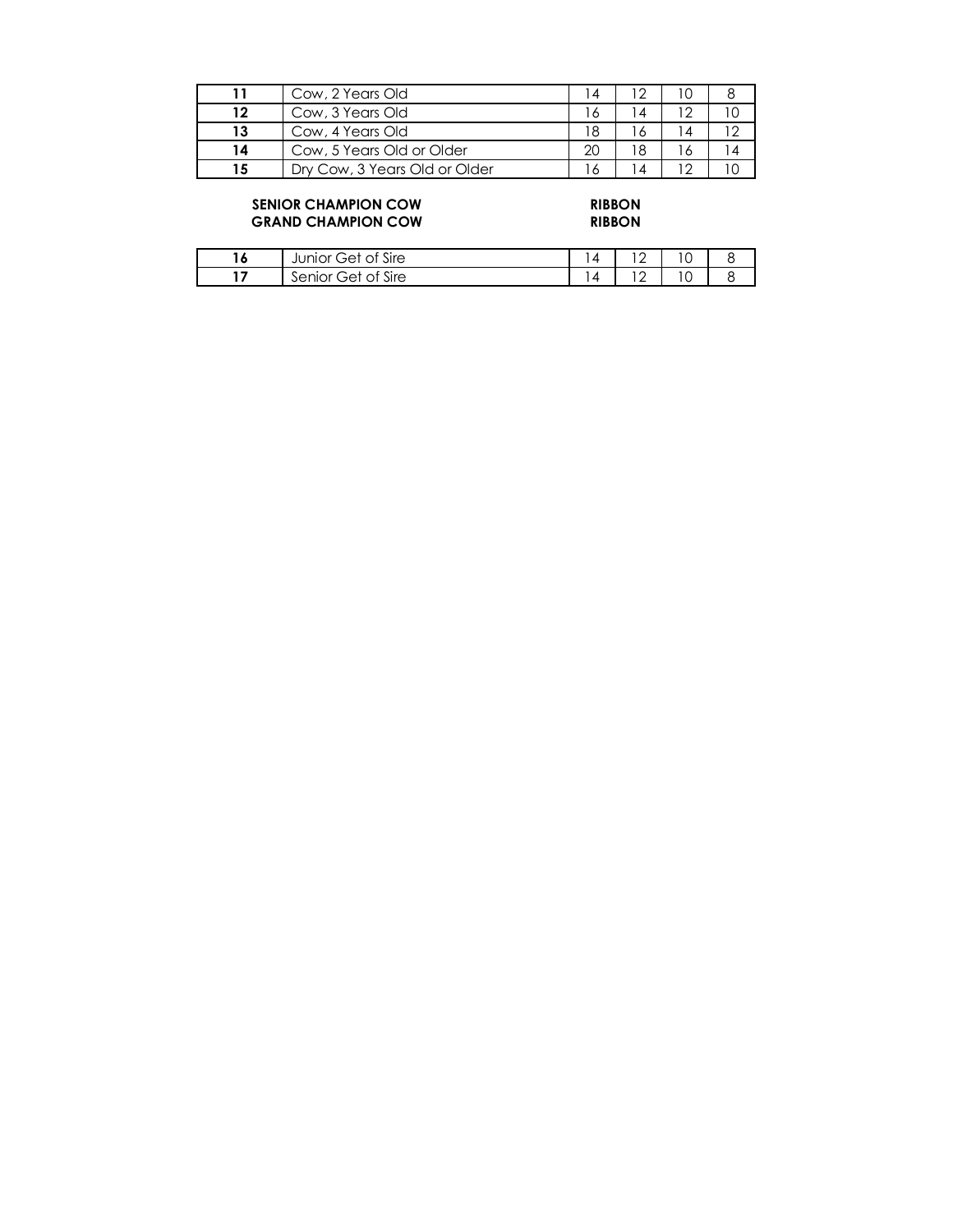| | | | | | |
|---|---|---|---|---|---|
| **11** | Cow, 2 Years Old | 14 | 12 | 10 | 8 |
| **12** | Cow, 3 Years Old | 16 | 14 | 12 | 10 |
| **13** | Cow, 4 Years Old | 18 | 16 | 14 | 12 |
| **14** | Cow, 5 Years Old or Older | 20 | 18 | 16 | 14 |
| **15** | Dry Cow, 3 Years Old or Older | 16 | 14 | 12 | 10 |

**SENIOR CHAMPION COW** **RIBBON**
**GRAND CHAMPION COW** **RIBBON**

| | | | | | |
|---|---|---|---|---|---|
| **16** | Junior Get of Sire | 14 | 12 | 10 | 8 |
| **17** | Senior Get of Sire | 14 | 12 | 10 | 8 |